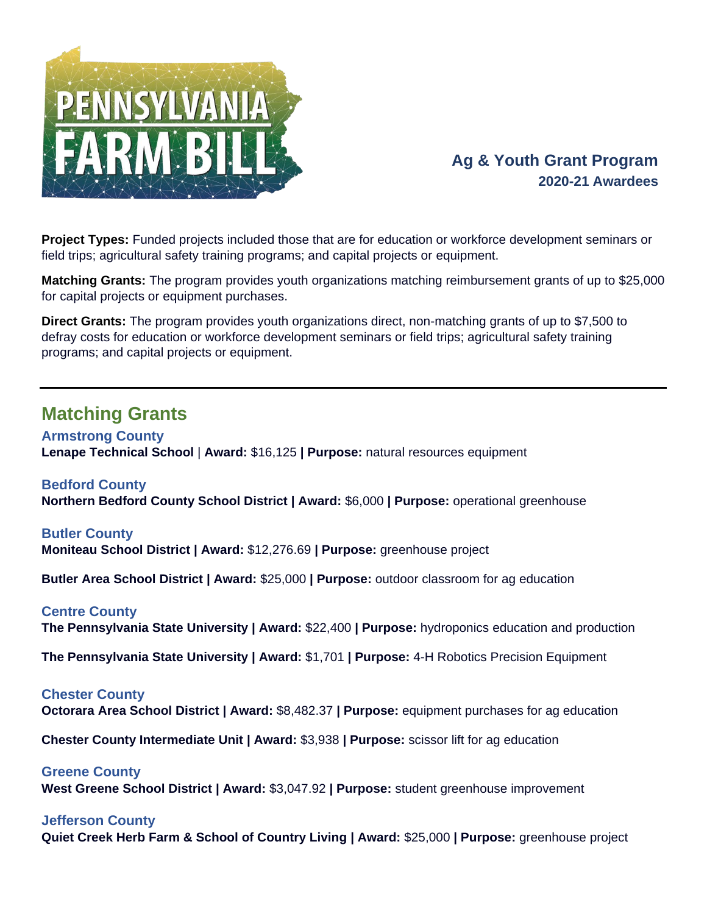# PENNSYLVANIA FARM BILL

## Ag & Youth Grant Program

### 2020-21 Awardees

**Project Types:** Funded projects included those that are for education or workforce development seminars or field trips; agricultural safety training programs; and capital projects or equipment.

**Matching Grants:** The program provides youth organizations matching reimbursement grants of up to $25,000 for capital projects or equipment purchases.

**Direct Grants:** The program provides youth organizations direct, non-matching grants of up to $7,500 to defray costs for education or workforce development seminars or field trips; agricultural safety training programs; and capital projects or equipment.

---

## Matching Grants

### Armstrong County

**Lenape Technical School** | **Award:** $16,125 **| Purpose:** natural resources equipment

### Bedford County

**Northern Bedford County School District | Award:** $6,000 **| Purpose:** operational greenhouse

### Butler County

**Moniteau School District | Award:** $12,276.69 **| Purpose:** greenhouse project

**Butler Area School District | Award:** $25,000 **| Purpose:** outdoor classroom for ag education

### Centre County

**The Pennsylvania State University | Award:** $22,400 **| Purpose:** hydroponics education and production

**The Pennsylvania State University | Award:** $1,701 **| Purpose:** 4-H Robotics Precision Equipment

### Chester County

**Octorara Area School District | Award:** $8,482.37 **| Purpose:** equipment purchases for ag education

**Chester County Intermediate Unit | Award:** $3,938 **| Purpose:** scissor lift for ag education

### Greene County

**West Greene School District | Award:** $3,047.92 **| Purpose:** student greenhouse improvement

### Jefferson County

**Quiet Creek Herb Farm & School of Country Living | Award:** $25,000 **| Purpose:** greenhouse project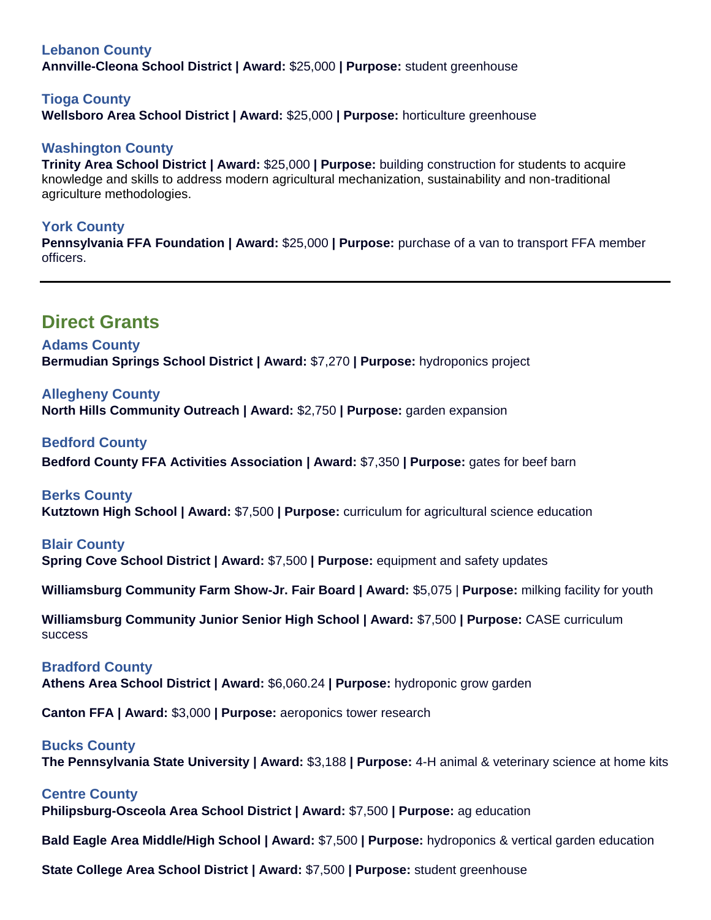### Lebanon County

**Annville-Cleona School District | Award:** $25,000 **| Purpose:** student greenhouse

### Tioga County

**Wellsboro Area School District | Award:** $25,000 **| Purpose:** horticulture greenhouse

### Washington County

**Trinity Area School District | Award:** $25,000 **| Purpose:** building construction for students to acquire knowledge and skills to address modern agricultural mechanization, sustainability and non-traditional agriculture methodologies.

### York County

**Pennsylvania FFA Foundation | Award:** $25,000 **| Purpose:** purchase of a van to transport FFA member officers.

---

## Direct Grants

### Adams County

**Bermudian Springs School District | Award:** $7,270 **| Purpose:** hydroponics project

### Allegheny County

**North Hills Community Outreach | Award:** $2,750 **| Purpose:** garden expansion

### Bedford County

**Bedford County FFA Activities Association | Award:** $7,350 **| Purpose:** gates for beef barn

### Berks County

**Kutztown High School | Award:** $7,500 **| Purpose:** curriculum for agricultural science education

### Blair County

**Spring Cove School District | Award:** $7,500 **| Purpose:** equipment and safety updates

**Williamsburg Community Farm Show-Jr. Fair Board | Award:** $5,075 | **Purpose:** milking facility for youth

**Williamsburg Community Junior Senior High School | Award:** $7,500 **| Purpose:** CASE curriculum success

### Bradford County

**Athens Area School District | Award:** $6,060.24 **| Purpose:** hydroponic grow garden

**Canton FFA | Award:** $3,000 **| Purpose:** aeroponics tower research

### Bucks County

**The Pennsylvania State University | Award:** $3,188 **| Purpose:** 4-H animal & veterinary science at home kits

### Centre County

**Philipsburg-Osceola Area School District | Award:** $7,500 **| Purpose:** ag education

**Bald Eagle Area Middle/High School | Award:** $7,500 **| Purpose:** hydroponics & vertical garden education

**State College Area School District | Award:** $7,500 **| Purpose:** student greenhouse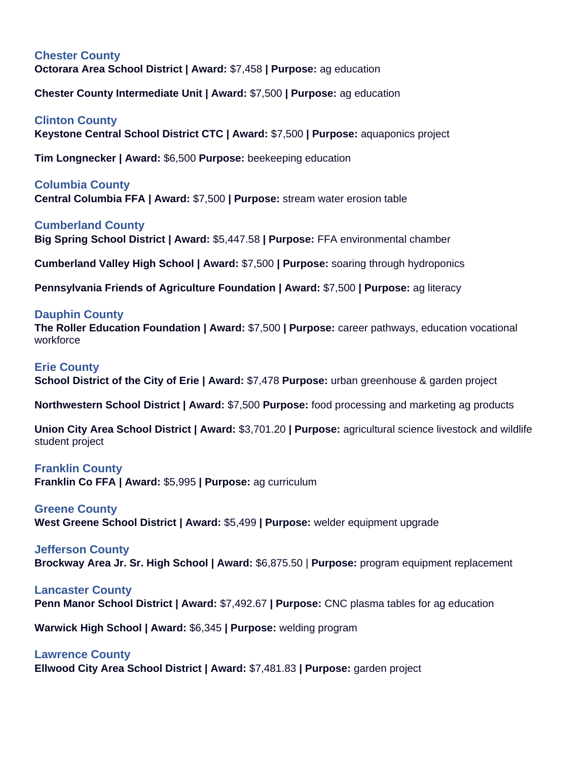### Chester County

**Octorara Area School District | Award:** $7,458 **| Purpose:** ag education

**Chester County Intermediate Unit | Award:** $7,500 **| Purpose:** ag education

### Clinton County

**Keystone Central School District CTC | Award:** $7,500 **| Purpose:** aquaponics project

**Tim Longnecker | Award:** $6,500 **Purpose:** beekeeping education

### Columbia County

**Central Columbia FFA | Award:** $7,500 **| Purpose:** stream water erosion table

### Cumberland County

**Big Spring School District | Award:** $5,447.58 **| Purpose:** FFA environmental chamber

**Cumberland Valley High School | Award:** $7,500 **| Purpose:** soaring through hydroponics

**Pennsylvania Friends of Agriculture Foundation | Award:** $7,500 **| Purpose:** ag literacy

### Dauphin County

**The Roller Education Foundation | Award:** $7,500 **| Purpose:** career pathways, education vocational workforce

### Erie County

**School District of the City of Erie | Award:** $7,478 **Purpose:** urban greenhouse & garden project

**Northwestern School District | Award:** $7,500 **Purpose:** food processing and marketing ag products

**Union City Area School District | Award:** $3,701.20 **| Purpose:** agricultural science livestock and wildlife student project

### Franklin County

**Franklin Co FFA | Award:** $5,995 **| Purpose:** ag curriculum

### Greene County

**West Greene School District | Award:** $5,499 **| Purpose:** welder equipment upgrade

### Jefferson County

**Brockway Area Jr. Sr. High School | Award:** $6,875.50 | **Purpose:** program equipment replacement

### Lancaster County

**Penn Manor School District | Award:** $7,492.67 **| Purpose:** CNC plasma tables for ag education

**Warwick High School | Award:** $6,345 **| Purpose:** welding program

### Lawrence County

**Ellwood City Area School District | Award:** $7,481.83 **| Purpose:** garden project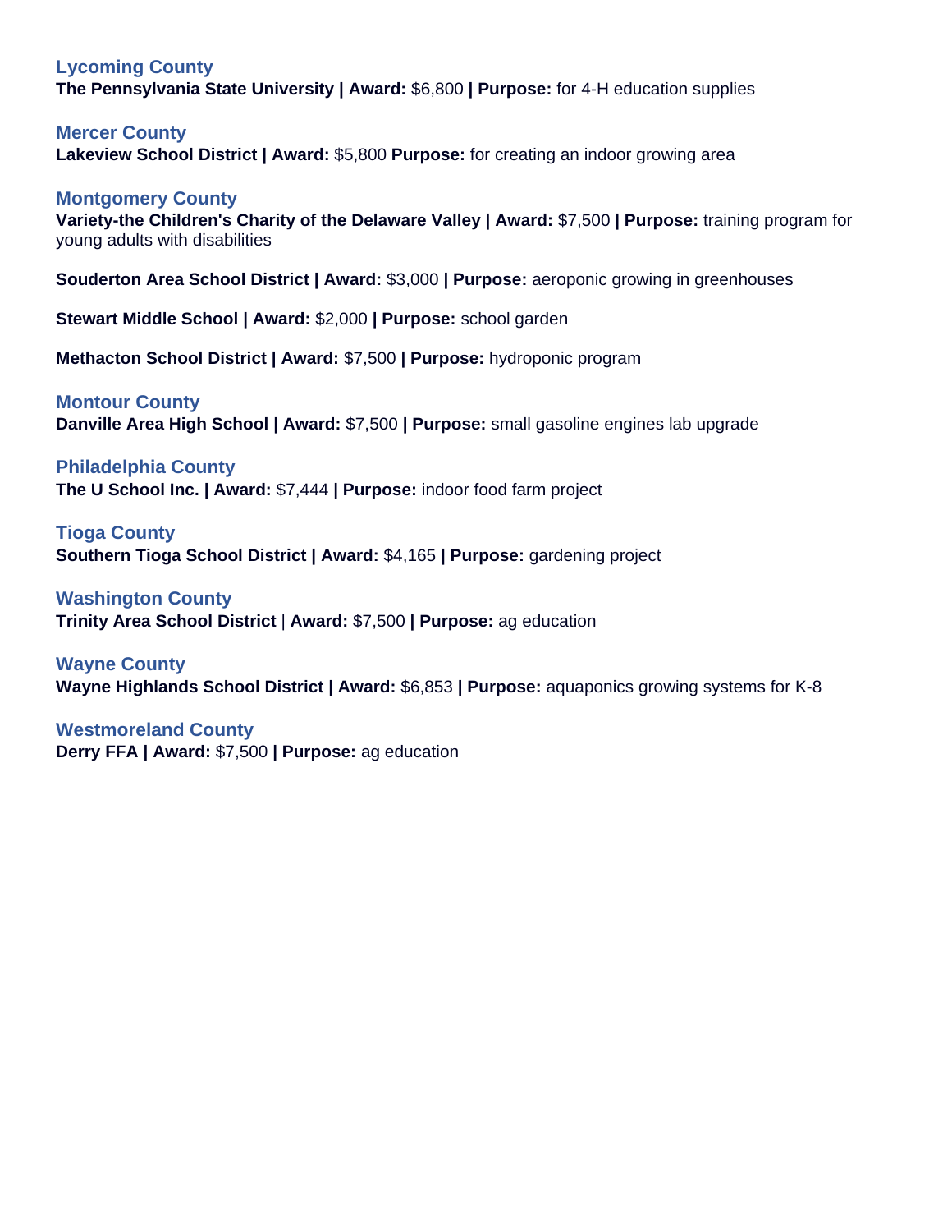### Lycoming County

**The Pennsylvania State University | Award:** $6,800 **| Purpose:** for 4-H education supplies

### Mercer County

**Lakeview School District | Award:** $5,800 **Purpose:** for creating an indoor growing area

### Montgomery County

**Variety-the Children's Charity of the Delaware Valley | Award:** $7,500 **| Purpose:** training program for young adults with disabilities

**Souderton Area School District | Award:** $3,000 **| Purpose:** aeroponic growing in greenhouses

**Stewart Middle School | Award:** $2,000 **| Purpose:** school garden

**Methacton School District | Award:** $7,500 **| Purpose:** hydroponic program

### Montour County

**Danville Area High School | Award:** $7,500 **| Purpose:** small gasoline engines lab upgrade

### Philadelphia County

**The U School Inc. | Award:** $7,444 **| Purpose:** indoor food farm project

### Tioga County

**Southern Tioga School District | Award:** $4,165 **| Purpose:** gardening project

### Washington County

**Trinity Area School District** | **Award:** $7,500 **| Purpose:** ag education

### Wayne County

**Wayne Highlands School District | Award:** $6,853 **| Purpose:** aquaponics growing systems for K-8

### Westmoreland County

**Derry FFA | Award:** $7,500 **| Purpose:** ag education